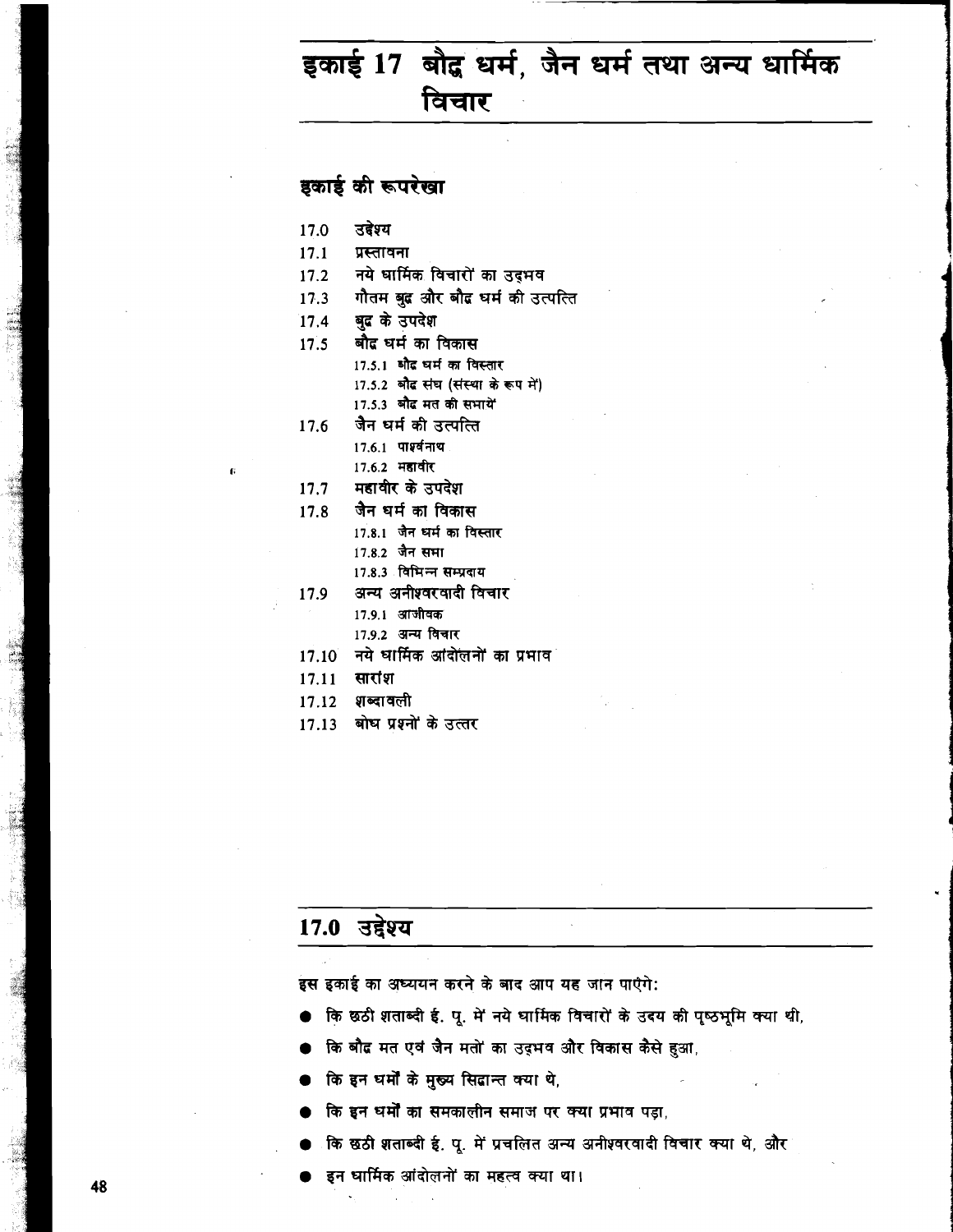# इकाई 17 बौद्ध धर्म, जैन धर्म तथा अन्य धार्मिक विचार

## इकाई की रूपरेखा

17.0 उद्देश्य
17.1 प्रस्तावना
17.2 नये धार्मिक विचारों का उद्‌भव
17.3 गौतम बुद्ध और बौद्ध धर्म की उत्पत्ति
17.4 बुद्ध के उपदेश
17.5 बौद्ध धर्म का विकास
  17.5.1 बौद्ध धर्म का विस्तार
  17.5.2 बौद्ध संघ (संस्था के रूप में)
  17.5.3 बौद्ध मत की सभायें
17.6 जैन धर्म की उत्पत्ति
  17.6.1 पार्श्वनाथ
  17.6.2 महावीर
17.7 महावीर के उपदेश
17.8 जैन धर्म का विकास
  17.8.1 जैन धर्म का विस्तार
  17.8.2 जैन सभा
  17.8.3 विभिन्न सम्प्रदाय
17.9 अन्य अनीश्वरवादी विचार
  17.9.1 आजीवक
  17.9.2 अन्य विचार
17.10 नये धार्मिक आंदोलनों का प्रभाव
17.11 सारांश
17.12 शब्दावली
17.13 बोध प्रश्नों के उत्तर

## 17.0 उद्देश्य

इस इकाई का अध्ययन करने के बाद आप यह जान पाएंगे:

- कि छठी शताब्दी ई. पू. में नये धार्मिक विचारों के उदय की पृष्ठभूमि क्या थी,
- कि बौद्ध मत एवं जैन मतों का उद्‌भव और विकास कैसे हुआ,
- कि इन धर्मों के मुख्य सिद्धान्त क्या थे,
- कि इन धर्मों का समकालीन समाज पर क्या प्रभाव पड़ा,
- कि छठी शताब्दी ई. पू. में प्रचलित अन्य अनीश्वरवादी विचार क्या थे, और
- इन धार्मिक आंदोलनों का महत्व क्या था।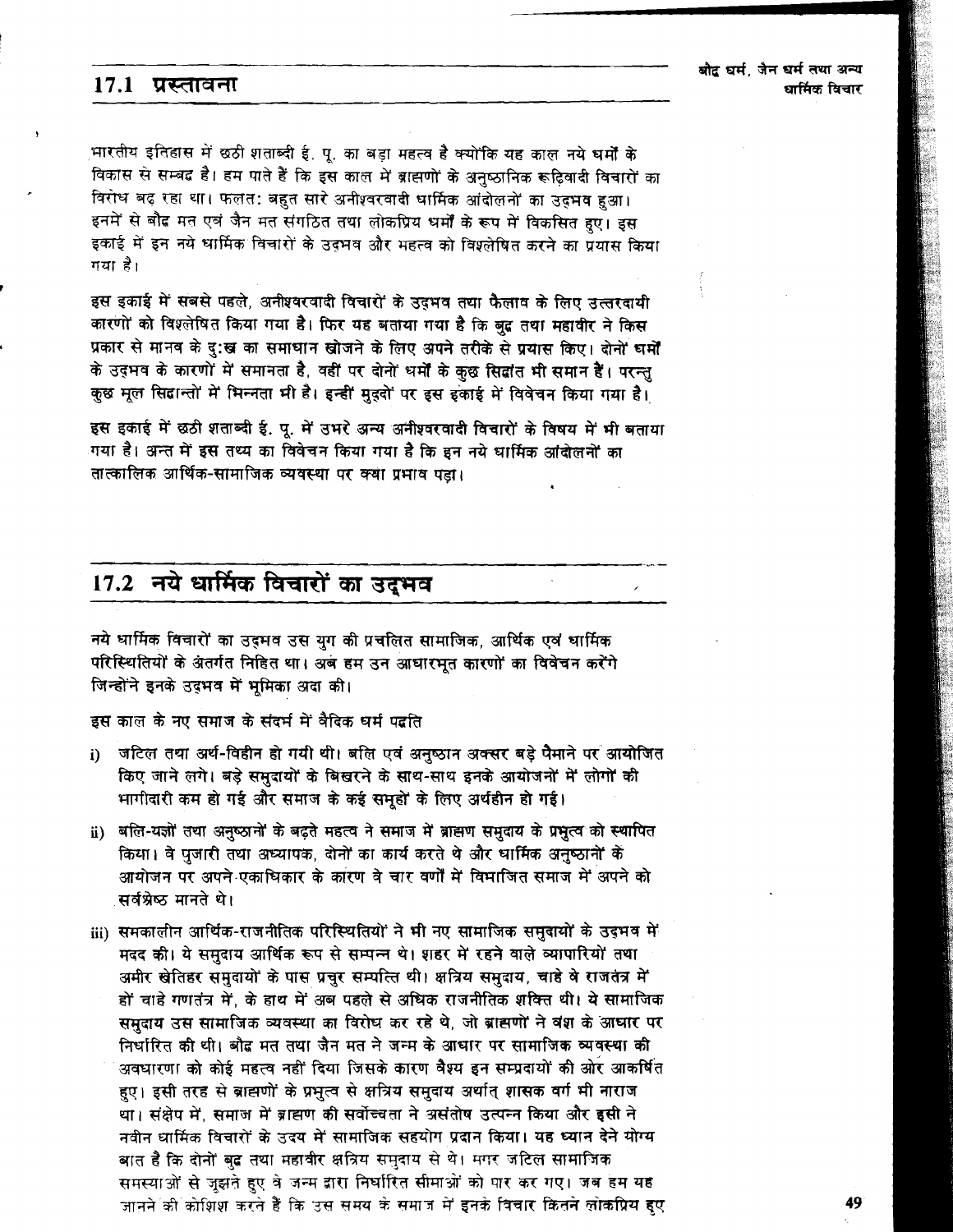## 17.1 प्रस्तावना

भारतीय इतिहास में छठी शताब्दी ई. पू. का बड़ा महत्व है क्योंकि यह काल नये धर्मों के विकास से सम्बद्ध है। हम पाते हैं कि इस काल में ब्राह्मणों के अनुष्ठानिक रूढ़िवादी विचारों का विरोध बढ़ रहा था। फलत: बहुत सारे अनीश्वरवादी धार्मिक आंदोलनों का उद्‌भव हुआ। इनमें से बौद्ध मत एवं जैन मत संगठित तथा लोकप्रिय धर्मों के रूप में विकसित हुए। इस इकाई में इन नये धार्मिक विचारों के उद्‌भव और महत्व को विश्लेषित करने का प्रयास किया गया है।

इस इकाई में सबसे पहले, अनीश्वरवादी विचारों के उद्‌भव तथा फैलाव के लिए उत्तरदायी कारणों को विश्लेषित किया गया है। फिर यह बताया गया है कि बुद्ध तथा महावीर ने किस प्रकार से मानव के दु:ख का समाधान खोजने के लिए अपने तरीके से प्रयास किए। दोनों धर्मों के उद्‌भव के कारणों में समानता है, वहीं पर दोनों धर्मों के कुछ सिद्धांत भी समान हैं। परन्तु कुछ मूल सिद्धान्तों में भिन्नता भी है। इन्हीं मुद्दों पर इस इकाई में विवेचन किया गया है।

इस इकाई में छठी शताब्दी ई. पू. में उभरे अन्य अनीश्वरवादी विचारों के विषय में भी बताया गया है। अन्त में इस तथ्य का विवेचन किया गया है कि इन नये धार्मिक आंदोलनों का तात्कालिक आर्थिक-सामाजिक व्यवस्था पर क्या प्रभाव पड़ा।

## 17.2 नये धार्मिक विचारों का उद्‌भव

नये धार्मिक विचारों का उद्‌भव उस युग की प्रचलित सामाजिक, आर्थिक एवं धार्मिक परिस्थितियों के अंतर्गत निहित था। अब हम उन आधारभूत कारणों का विवेचन करेंगे जिन्होंने इनके उद्‌भव में भूमिका अदा की।

इस काल के नए समाज के संदर्भ में वैदिक धर्म पद्धति

i) जटिल तथा अर्थ-विहीन हो गयी थी। बलि एवं अनुष्ठान अक्सर बड़े पैमाने पर आयोजित किए जाने लगे। बड़े समुदायों के बिखरने के साथ-साथ इनके आयोजनों में लोगों की भागीदारी कम हो गई और समाज के कई समूहों के लिए अर्थहीन हो गई।

ii) बलि-यज्ञों तथा अनुष्ठानों के बढ़ते महत्व ने समाज में ब्राह्मण समुदाय के प्रभुत्व को स्थापित किया। वे पुजारी तथा अध्यापक, दोनों का कार्य करते थे और धार्मिक अनुष्ठानों के आयोजन पर अपने एकाधिकार के कारण वे चार वर्णों में विभाजित समाज में अपने को सर्वश्रेष्ठ मानते थे।

iii) समकालीन आर्थिक-राजनीतिक परिस्थितियों ने भी नए सामाजिक समुदायों के उद्‌भव में मदद की। ये समुदाय आर्थिक रूप से सम्पन्न थे। शहर में रहने वाले व्यापारियों तथा अमीर खेतिहर समुदायों के पास प्रचुर सम्पत्ति थी। क्षत्रिय समुदाय, चाहे वे राजतंत्र में हों चाहे गणतंत्र में, के हाथ में अब पहले से अधिक राजनीतिक शक्ति थी। ये सामाजिक समुदाय उस सामाजिक व्यवस्था का विरोध कर रहे थे, जो ब्राह्मणों ने वंश के आधार पर निर्धारित की थी। बौद्ध मत तथा जैन मत ने जन्म के आधार पर सामाजिक व्यवस्था की अवधारणा को कोई महत्व नहीं दिया जिसके कारण वैश्य इन सम्प्रदायों की ओर आकर्षित हुए। इसी तरह से ब्राह्मणों के प्रभुत्व से क्षत्रिय समुदाय अर्थात् शासक वर्ग भी नाराज था। संक्षेप में, समाज में ब्राह्मण की सर्वोच्चता ने असंतोष उत्पन्न किया और इसी ने नवीन धार्मिक विचारों के उदय में सामाजिक सहयोग प्रदान किया। यह ध्यान देने योग्य बात है कि दोनों बुद्ध तथा महावीर क्षत्रिय समुदाय से थे। मगर जटिल सामाजिक समस्याओं से जूझते हुए वे जन्म द्वारा निर्धारित सीमाओं को पार कर गए। जब हम यह जानने की कोशिश करते हैं कि उस समय के समाज में इनके विचार कितने लोकप्रिय हुए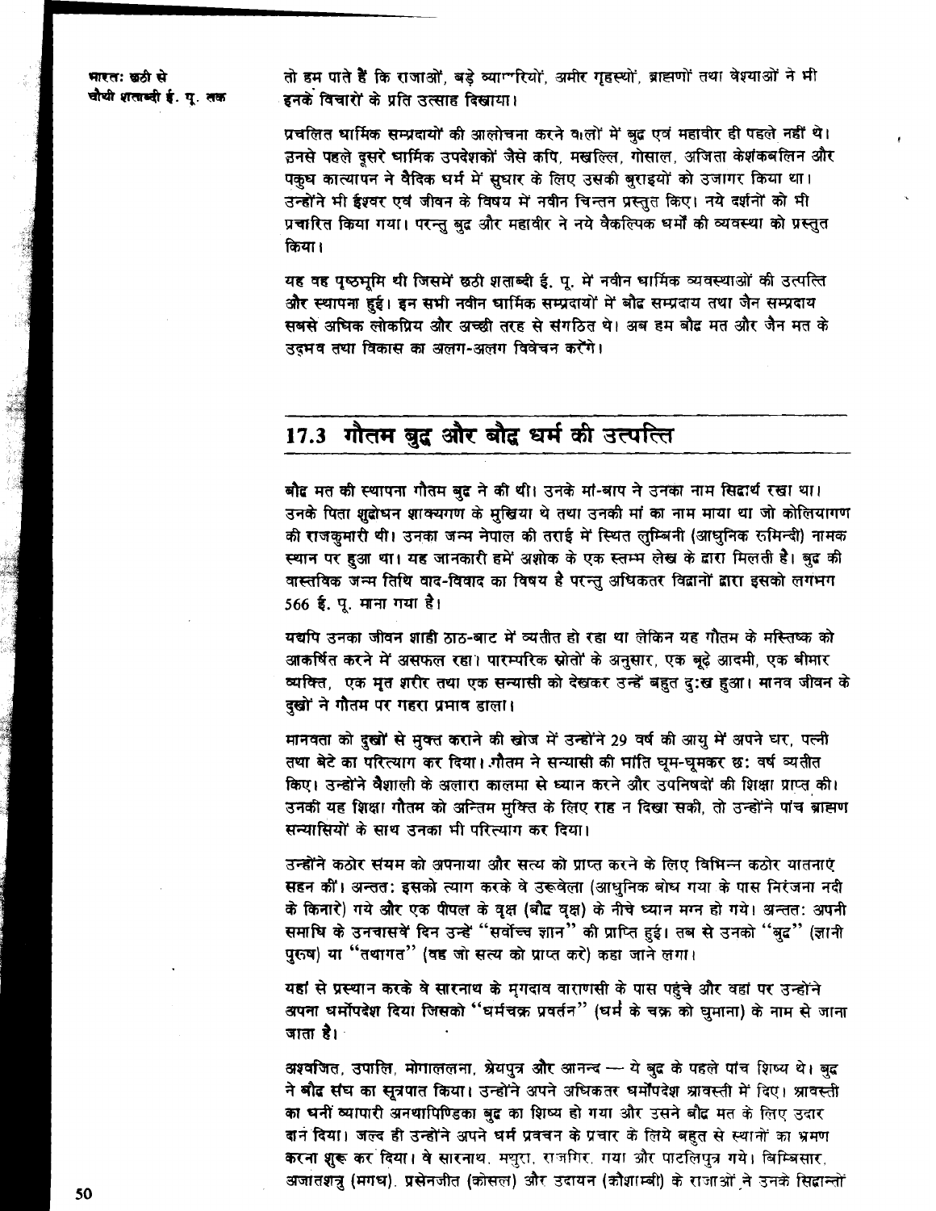तो हम पाते हैं कि राजाओं, बड़े व्यापारियों, अमीर गृहस्थों, ब्राह्मणों तथा वेश्याओं ने भी इनके विचारों के प्रति उत्साह दिखाया।

प्रचलित धार्मिक सम्प्रदायों की आलोचना करने वालों में बुद्ध एवं महावीर ही पहले नहीं थे। उनसे पहले दूसरे धार्मिक उपदेशकों जैसे कपि, मखल्लि, गोसाल, अजिता केशकंबलिन और पकुध कात्यायन ने वैदिक धर्म में सुधार के लिए उसकी बुराइयों को उजागर किया था। उन्होंने भी ईश्वर एवं जीवन के विषय में नवीन चिन्तन प्रस्तुत किए। नये दर्शनों को भी प्रचारित किया गया। परन्तु बुद्ध और महावीर ने नये वैकल्पिक धर्मों की व्यवस्था को प्रस्तुत किया।

यह वह पृष्ठभूमि थी जिसमें छठी शताब्दी ई. पू. में नवीन धार्मिक व्यवस्थाओं की उत्पत्ति और स्थापना हुई। इन सभी नवीन धार्मिक सम्प्रदायों में बौद्ध सम्प्रदाय तथा जैन सम्प्रदाय सबसे अधिक लोकप्रिय और अच्छी तरह से संगठित थे। अब हम बौद्ध मत और जैन मत के उद्भव तथा विकास का अलग-अलग विवेचन करेंगे।

## 17.3 गौतम बुद्ध और बौद्ध धर्म की उत्पत्ति

बौद्ध मत की स्थापना गौतम बुद्ध ने की थी। उनके मां-बाप ने उनका नाम सिद्धार्थ रखा था। उनके पिता शुद्धोधन शाक्यगण के मुखिया थे तथा उनकी मां का नाम माया था जो कोलियागण की राजकुमारी थी। उनका जन्म नेपाल की तराई में स्थित लुम्बिनी (आधुनिक रुमिन्दी) नामक स्थान पर हुआ था। यह जानकारी हमें अशोक के एक स्तम्भ लेख के द्वारा मिलती है। बुद्ध की वास्तविक जन्म तिथि वाद-विवाद का विषय है परन्तु अधिकतर विद्वानों द्वारा इसको लगभग 566 ई. पू. माना गया है।

यद्यपि उनका जीवन शाही ठाठ-बाट में व्यतीत हो रहा था लेकिन यह गौतम के मस्तिष्क को आकर्षित करने में असफल रहा। पारम्परिक स्रोतों के अनुसार, एक बूढ़े आदमी, एक बीमार व्यक्ति, एक मृत शरीर तथा एक सन्यासी को देखकर उन्हें बहुत दु:ख हुआ। मानव जीवन के दुखों ने गौतम पर गहरा प्रभाव डाला।

मानवता को दुखों से मुक्त कराने की खोज में उन्होंने 29 वर्ष की आयु में अपने घर, पत्नी तथा बेटे का परित्याग कर दिया। गौतम ने सन्यासी की भांति घूम-घूमकर छ: वर्ष व्यतीत किए। उन्होंने वैशाली के अलारा कालमा से ध्यान करने और उपनिषदों की शिक्षा प्राप्त की। उनकी यह शिक्षा गौतम को अन्तिम मुक्ति के लिए राह न दिखा सकी, तो उन्होंने पांच ब्राह्मण सन्यासियों के साथ उनका भी परित्याग कर दिया।

उन्होंने कठोर संयम को अपनाया और सत्य को प्राप्त करने के लिए विभिन्न कठोर यातनाएं सहन कीं। अन्तत: इसको त्याग करके वे उरूवेला (आधुनिक बोध गया के पास निरंजना नदी के किनारे) गये और एक पीपल के वृक्ष (बौद्ध वृक्ष) के नीचे ध्यान मग्न हो गये। अन्ततः अपनी समाधि के उनचासवें दिन उन्हें "सर्वोच्च ज्ञान" की प्राप्ति हुई। तब से उनको "बुद्ध" (ज्ञानी पुरुष) या "तथागत" (वह जो सत्य को प्राप्त करे) कहा जाने लगा।

यहां से प्रस्थान करके वे सारनाथ के मृगदाव वाराणसी के पास पहुंचे और वहां पर उन्होंने अपना धर्मोपदेश दिया जिसको "धर्मचक्र प्रवर्तन" (धर्म के चक्र को घुमाना) के नाम से जाना जाता है।

अश्वजित, उपालि, मोगाललना, श्रेयपुत्र और आनन्द — ये बुद्ध के पहले पांच शिष्य थे। बुद्ध ने बौद्ध संघ का सूत्रपात किया। उन्होंने अपने अधिकतर धर्मोपदेश श्रावस्ती में दिए। श्रावस्ती का धनीं व्यापारी अनथापिण्डिका बुद्ध का शिष्य हो गया और उसने बौद्ध मत के लिए उदार दान दिया। जल्द ही उन्होंने अपने धर्म प्रवचन के प्रचार के लिये बहुत से स्थानों का भ्रमण करना शुरू कर दिया। वे सारनाथ, मथुरा, राजगिर, गया और पाटलिपुत्र गये। बिम्बिसार, अजातशत्रु (मगध), प्रसेनजीत (कोसल) और उदायन (कौशाम्बी) के राजाओं ने उनके सिद्धान्तों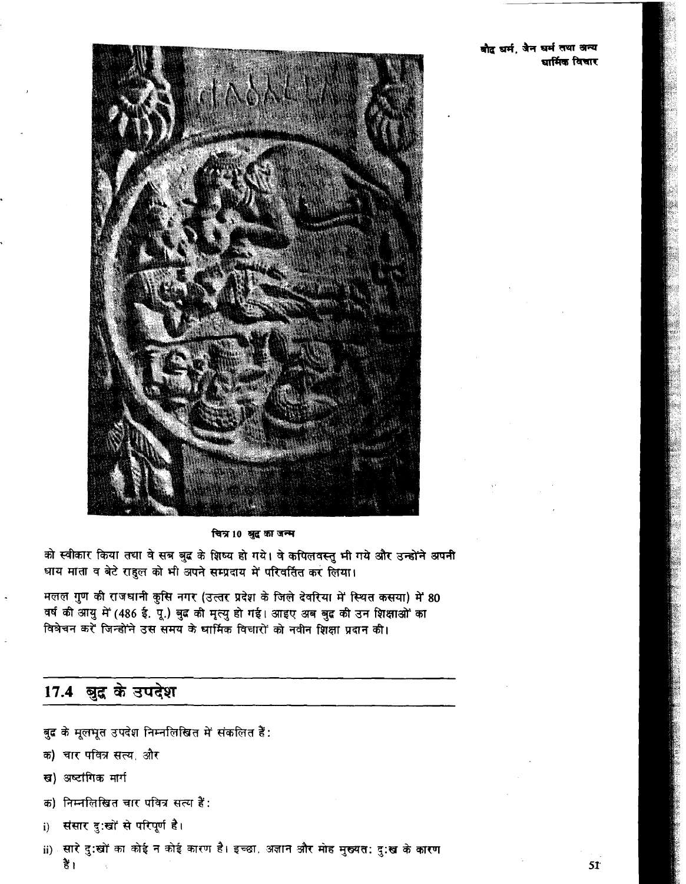चित्र 10 बुद्ध का जन्म

को स्वीकार किया तथा वे सब बुद्ध के शिष्य हो गये। वे कपिलवस्तु भी गये और उन्होंने अपनी धाय माता व बेटे राहुल को भी अपने सम्प्रदाय में परिवर्तित कर लिया।

मलल गुण की राजधानी कुसि नगर (उत्तर प्रदेश के जिले देवरिया में स्थित कसया) में 80 वर्ष की आयु में (486 ई. पू.) बुद्ध की मृत्यु हो गई। आइए अब बुद्ध की उन शिक्षाओं का विवेचन करें जिन्होंने उस समय के धार्मिक विचारों को नवीन शिक्षा प्रदान की।

## 17.4 बुद्ध के उपदेश

बुद्ध के मूलभूत उपदेश निम्नलिखित में संकलित हैं:

क) चार पवित्र सत्य, और

ख) अष्टांगिक मार्ग

क) निम्नलिखित चार पवित्र सत्य हैं:

i) संसार दु:खों से परिपूर्ण है।

ii) सारे दु:खों का कोई न कोई कारण है। इच्छा, अज्ञान और मोह मुख्यत: दु:ख के कारण हैं।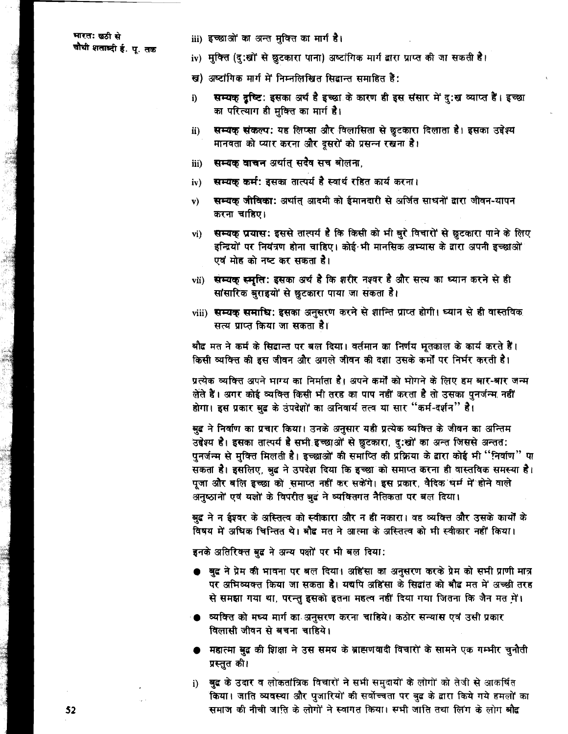iii) इच्छाओं का अन्त मुक्ति का मार्ग है।

iv) मुक्ति (दु:खों से छुटकारा पाना) अष्टांगिक मार्ग द्वारा प्राप्त की जा सकती है।

ख) अष्टांगिक मार्ग में निम्नलिखित सिद्धान्त समाहित हैं:

i) **सम्यक् दृष्टि:** इसका अर्थ है इच्छा के कारण ही इस संसार में दु:ख व्याप्त हैं। इच्छा का परित्याग ही मुक्ति का मार्ग है।

ii) **सम्यक् संकल्प:** यह लिप्सा और विलासिता से छुटकारा दिलाता है। इसका उद्देश्य मानवता को प्यार करना और दूसरों को प्रसन्न रखना है।

iii) **सम्यक् वाचन** अर्थात् सदैव सच बोलना,

iv) **सम्यक् कर्म:** इसका तात्पर्य है स्वार्थ रहित कार्य करना।

v) **सम्यक् जीविका:** अर्थात् आदमी को ईमानदारी से अर्जित साधनों द्वारा जीवन-यापन करना चाहिए।

vi) **सम्यक् प्रयास:** इससे तात्पर्य है कि किसी को भी बुरे विचारों से छुटकारा पाने के लिए इन्द्रियों पर नियंत्रण होना चाहिए। कोई भी मानसिक अभ्यास के द्वारा अपनी इच्छाओं एवं मोह को नष्ट कर सकता है।

vii) **सम्यक् स्मृति:** इसका अर्थ है कि शरीर नश्वर है और सत्य का ध्यान करने से ही सांसारिक बुराइयों से छुटकारा पाया जा सकता है।

viii) **सम्यक् समाधि:** इसका अनुसरण करने से शान्ति प्राप्त होगी। ध्यान से ही वास्तविक सत्य प्राप्त किया जा सकता है।

बौद्ध मत ने कर्म के सिद्धान्त पर बल दिया। वर्तमान का निर्णय भूतकाल के कार्य करते हैं। किसी व्यक्ति की इस जीवन और अगले जीवन की दशा उसके कर्मों पर निर्भर करती है।

प्रत्येक व्यक्ति अपने भाग्य का निर्माता है। अपने कर्मों को भोगने के लिए हम बार-बार जन्म लेते हैं। अगर कोई व्यक्ति किसी भी तरह का पाप नहीं करता है तो उसका पुनर्जन्म नहीं होगा। इस प्रकार बुद्ध के उपदेशों का अनिवार्य तत्व या सार "कर्म-दर्शन" है।

बुद्ध ने निर्वाण का प्रचार किया। उनके अनुसार यही प्रत्येक व्यक्ति के जीवन का अन्तिम उद्देश्य है। इसका तात्पर्य है सभी इच्छाओं से छुटकारा, दु:खों का अन्त जिससे अन्तत: पुनर्जन्म से मुक्ति मिलती है। इच्छाओं की समाप्ति की प्रक्रिया के द्वारा कोई भी "निर्वाण" पा सकता है। इसलिए, बुद्ध ने उपदेश दिया कि इच्छा को समाप्त करना ही वास्तविक समस्या है। पूजा और बलि इच्छा को समाप्त नहीं कर सकेंगे। इस प्रकार, वैदिक धर्म में होने वाले अनुष्ठानों एवं यज्ञों के विपरीत बुद्ध ने व्यक्तिगत नैतिकता पर बल दिया।

बुद्ध ने न ईश्वर के अस्तित्व को स्वीकारा और न ही नकारा। वह व्यक्ति और उसके कार्यों के विषय में अधिक चिन्तित थे। बौद्ध मत ने आत्मा के अस्तित्व को भी स्वीकार नहीं किया।

इनके अतिरिक्त बुद्ध ने अन्य पक्षों पर भी बल दिया:

- बुद्ध ने प्रेम की भावना पर बल दिया। अहिंसा का अनुसरण करके प्रेम को सभी प्राणी मात्र पर अभिव्यक्त किया जा सकता है। यद्यपि अहिंसा के सिद्धांत को बौद्ध मत में अच्छी तरह से समझा गया था, परन्तु इसको इतना महत्व नहीं दिया गया जितना कि जैन मत में।
- व्यक्ति को मध्य मार्ग का अनुसरण करना चाहिये। कठोर सन्यास एवं उसी प्रकार विलासी जीवन से बचना चाहिये।
- महात्मा बुद्ध की शिक्षा ने उस समय के ब्राह्मणवादी विचारों के सामने एक गम्भीर चुनौती प्रस्तुत की।

i) बुद्ध के उदार व लोकतांत्रिक विचारों ने सभी समुदायों के लोगों को तेजी से आकर्षित किया। जाति व्यवस्था और पुजारियों की सर्वोच्चता पर बुद्ध के द्वारा किये गये हमलों का समाज की नीची जाति के लोगों ने स्वागत किया। सभी जाति तथा लिंग के लोग बौद्ध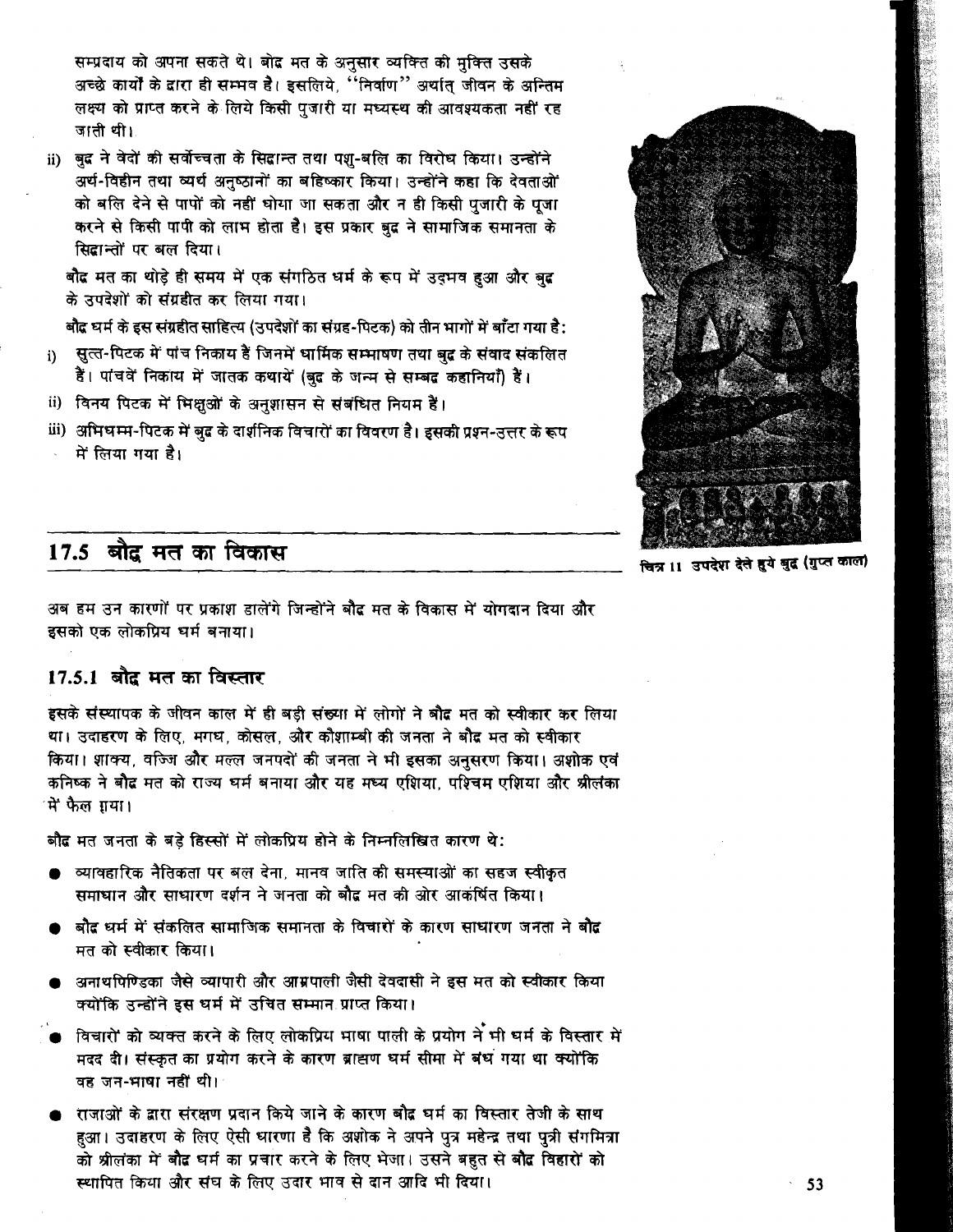सम्प्रदाय को अपना सकते थे। बौद्ध मत के अनुसार व्यक्ति की मुक्ति उसके अच्छे कार्यों के द्वारा ही सम्भव है। इसलिये, "निर्वाण" अर्थात् जीवन के अन्तिम लक्ष्य को प्राप्त करने के लिये किसी पुजारी या मध्यस्थ की आवश्यकता नहीं रह जाती थी।

ii) बुद्ध ने वेदों की सर्वोच्चता के सिद्धान्त तथा पशु-बलि का विरोध किया। उन्होंने अर्थ-विहीन तथा व्यर्थ अनुष्ठानों का बहिष्कार किया। उन्होंने कहा कि देवताओं को बलि देने से पापों को नहीं धोया जा सकता और न ही किसी पुजारी के पूजा करने से किसी पापी को लाभ होता है। इस प्रकार बुद्ध ने सामाजिक समानता के सिद्धान्तों पर बल दिया।

बौद्ध मत का थोड़े ही समय में एक संगठित धर्म के रूप में उद्भव हुआ और बुद्ध के उपदेशों को संग्रहीत कर लिया गया।

बौद्ध धर्म के इस संग्रहीत साहित्य (उपदेशों का संग्रह-पिटक) को तीन भागों में बाँटा गया है:

i) सुत्त-पिटक में पांच निकाय हैं जिनमें धार्मिक सम्भाषण तथा बुद्ध के संवाद संकलित हैं। पांचवें निकाय में जातक कथायें (बुद्ध के जन्म से सम्बद्ध कहानियाँ) हैं।

ii) विनय पिटक में भिक्षुओं के अनुशासन से संबंधित नियम हैं।

iii) अभिधम्म-पिटक में बुद्ध के दार्शनिक विचारों का विवरण है। इसकी प्रश्न-उत्तर के रूप में लिया गया है।

चित्र 11 उपदेश देते हुये बुद्ध (गुप्त काल)

## 17.5 बौद्ध मत का विकास

अब हम उन कारणों पर प्रकाश डालेंगे जिन्होंने बौद्ध मत के विकास में योगदान दिया और इसको एक लोकप्रिय धर्म बनाया।

### 17.5.1 बौद्ध मत का विस्तार

इसके संस्थापक के जीवन काल में ही बड़ी संख्या में लोगों ने बौद्ध मत को स्वीकार कर लिया था। उदाहरण के लिए, मगध, कोसल, और कौशाम्बी की जनता ने बौद्ध मत को स्वीकार किया। शाक्य, वज्जि और मल्ल जनपदों की जनता ने भी इसका अनुसरण किया। अशोक एवं कनिष्क ने बौद्ध मत को राज्य धर्म बनाया और यह मध्य एशिया, पश्चिम एशिया और श्रीलंका में फैल गया।

बौद्ध मत जनता के बड़े हिस्सों में लोकप्रिय होने के निम्नलिखित कारण थे:

- व्यावहारिक नैतिकता पर बल देना, मानव जाति की समस्याओं का सहज स्वीकृत समाधान और साधारण दर्शन ने जनता को बौद्ध मत की ओर आकर्षित किया।
- बौद्ध धर्म में संकलित सामाजिक समानता के विचारों के कारण साधारण जनता ने बौद्ध मत को स्वीकार किया।
- अनाथपिण्डिका जैसे व्यापारी और आम्रपाली जैसी देवदासी ने इस मत को स्वीकार किया क्योंकि उन्होंने इस धर्म में उचित सम्मान प्राप्त किया।
- विचारों को व्यक्त करने के लिए लोकप्रिय भाषा पाली के प्रयोग ने भी धर्म के विस्तार में मदद दी। संस्कृत का प्रयोग करने के कारण ब्राह्मण धर्म सीमा में बंध गया था क्योंकि वह जन-भाषा नहीं थी।
- राजाओं के द्वारा संरक्षण प्रदान किये जाने के कारण बौद्ध धर्म का विस्तार तेजी के साथ हुआ। उदाहरण के लिए ऐसी धारणा है कि अशोक ने अपने पुत्र महेन्द्र तथा पुत्री संगमित्रा को श्रीलंका में बौद्ध धर्म का प्रचार करने के लिए भेजा। उसने बहुत से बौद्ध विहारों को स्थापित किया और संघ के लिए उदार भाव से दान आदि भी दिया।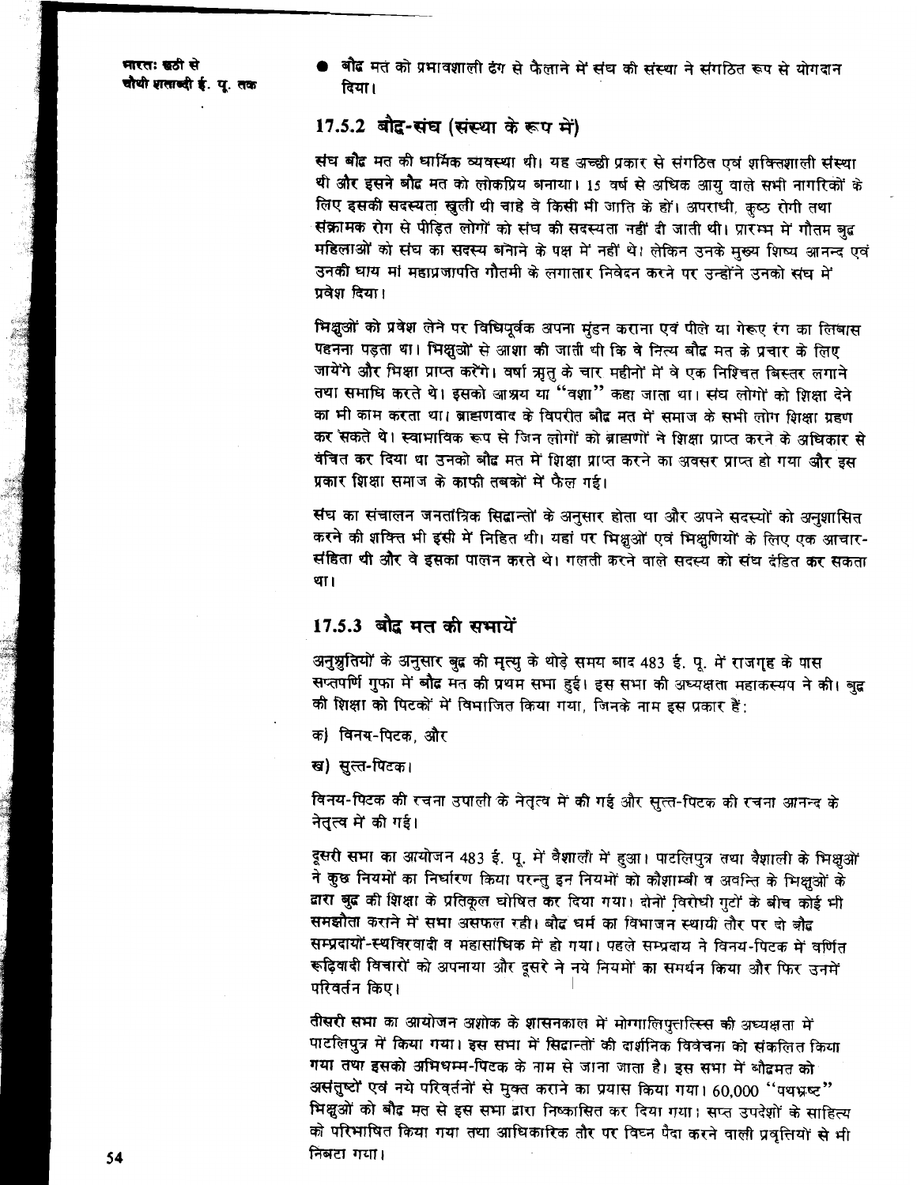- बौद्ध मत को प्रभावशाली ढंग से फैलाने में संघ की संस्था ने संगठित रूप से योगदान दिया।

### 17.5.2 बौद्ध-संघ (संस्था के रूप में)

संघ बौद्ध मत की धार्मिक व्यवस्था थी। यह अच्छी प्रकार से संगठित एवं शक्तिशाली संस्था थी और इसने बौद्ध मत को लोकप्रिय बनाया। 15 वर्ष से अधिक आयु वाले सभी नागरिकों के लिए इसकी सदस्यता खुली थी चाहे वे किसी भी जाति के हों। अपराधी, कुष्ठ रोगी तथा संक्रामक रोग से पीड़ित लोगों को संघ की सदस्यता नहीं दी जाती थी। प्रारम्भ में गौतम बुद्ध महिलाओं को संघ का सदस्य बनाने के पक्ष में नहीं थे। लेकिन उनके मुख्य शिष्य आनन्द एवं उनकी धाय मां महाप्रजापति गौतमी के लगातार निवेदन करने पर उन्होंने उनको संघ में प्रवेश दिया।

भिक्षुओं को प्रवेश लेने पर विधिपूर्वक अपना मुंडन कराना एवं पीले या गेरूए रंग का लिबास पहनना पड़ता था। भिक्षुओं से आशा की जाती थी कि वे नित्य बौद्ध मत के प्रचार के लिए जायेंगे और भिक्षा प्राप्त करेंगे। वर्षा ऋतु के चार महीनों में वे एक निश्चित बिस्तर लगाने तथा समाधि करते थे। इसको आश्रय या "वशा" कहा जाता था। संघ लोगों को शिक्षा देने का भी काम करता था। ब्राह्मणवाद के विपरीत बौद्ध मत में समाज के सभी लोग शिक्षा ग्रहण कर सकते थे। स्वाभाविक रूप से जिन लोगों को ब्राह्मणों ने शिक्षा प्राप्त करने के अधिकार से वंचित कर दिया था उनको बौद्ध मत में शिक्षा प्राप्त करने का अवसर प्राप्त हो गया और इस प्रकार शिक्षा समाज के काफी तबकों में फैल गई।

संघ का संचालन जनतांत्रिक सिद्धान्तों के अनुसार होता था और अपने सदस्यों को अनुशासित करने की शक्ति भी इसी में निहित थी। यहां पर भिक्षुओं एवं भिक्षुणियों के लिए एक आचार-संहिता थी और वे इसका पालन करते थे। गलती करने वाले सदस्य को संघ दंडित कर सकता था।

### 17.5.3 बौद्ध मत की सभायें

अनुश्रुतियों के अनुसार बुद्ध की मृत्यु के थोड़े समय बाद 483 ई. पू. में राजगृह के पास सप्तपर्णि गुफा में बौद्ध मत की प्रथम सभा हुई। इस सभा की अध्यक्षता महाकस्यप ने की। बुद्ध की शिक्षा को पिटकों में विभाजित किया गया, जिनके नाम इस प्रकार हैं:

क) विनय-पिटक, और

ख) सुत्त-पिटक।

विनय-पिटक की रचना उपाली के नेतृत्व में की गई और सुत्त-पिटक की रचना आनन्द के नेतृत्व में की गई।

दूसरी सभा का आयोजन 483 ई. पू. में वैशाली में हुआ। पाटलिपुत्र तथा वैशाली के भिक्षुओं ने कुछ नियमों का निर्धारण किया परन्तु इन नियमों को कौशाम्बी व अवन्ति के भिक्षुओं के द्वारा बुद्ध की शिक्षा के प्रतिकूल घोषित कर दिया गया। दोनों विरोधी गुटों के बीच कोई भी समझौता कराने में सभा असफल रही। बौद्ध धर्म का विभाजन स्थायी तौर पर दो बौद्ध सम्प्रदायों-स्थविरवादी व महासांघिक में हो गया। पहले सम्प्रदाय ने विनय-पिटक में वर्णित रूढ़िवादी विचारों को अपनाया और दूसरे ने नये नियमों का समर्थन किया और फिर उनमें परिवर्तन किए।

तीसरी सभा का आयोजन अशोक के शासनकाल में मोग्गालिपुत्तस्सि की अध्यक्षता में पाटलिपुत्र में किया गया। इस सभा में सिद्धान्तों की दार्शनिक विवेचना को संकलित किया गया तथा इसको अभिधम्म-पिटक के नाम से जाना जाता है। इस सभा में बौद्धमत को असंतुष्टों एवं नये परिवर्तनों से मुक्त कराने का प्रयास किया गया। 60,000 "पथभ्रष्ट" भिक्षुओं को बौद्ध मत से इस सभा द्वारा निष्कासित कर दिया गया। सप्त उपदेशों के साहित्य को परिभाषित किया गया तथा आधिकारिक तौर पर विघ्न पैदा करने वाली प्रवृत्तियों से भी निबटा गया।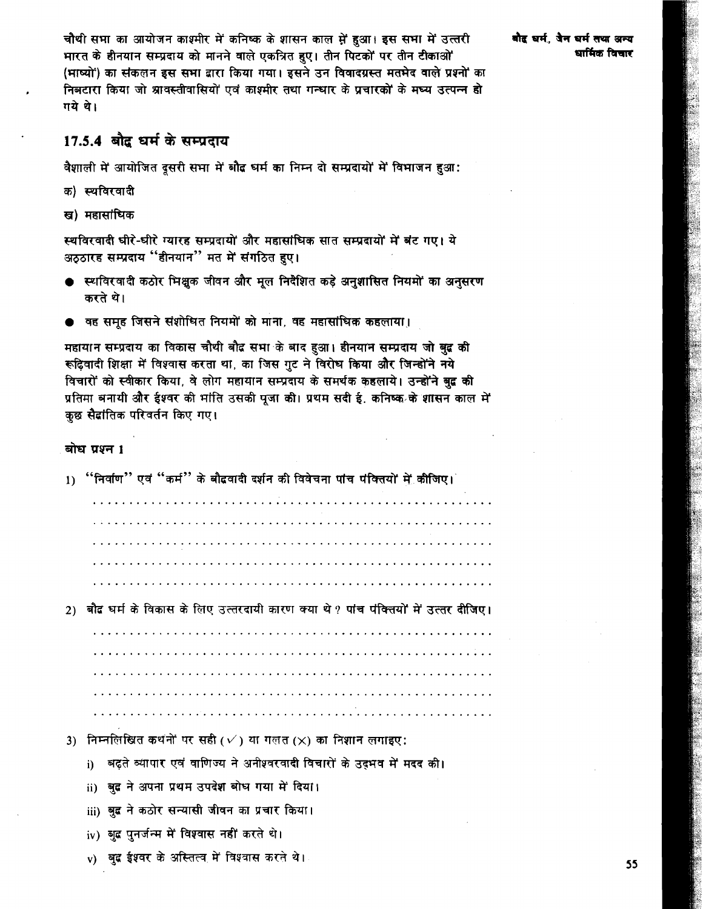चौथी सभा का आयोजन काश्मीर में कनिष्क के शासन काल में हुआ। इस सभा में उत्तरी भारत के हीनयान सम्प्रदाय को मानने वाले एकत्रित हुए। तीन पिटकों पर तीन टीकाओं (भाष्यों) का संकलन इस सभा द्वारा किया गया। इसने उन विवादग्रस्त मतभेद वाले प्रश्नों का निबटारा किया जो श्रावस्तीवासियों एवं काश्मीर तथा गन्धार के प्रचारकों के मध्य उत्पन्न हो गये थे।

### 17.5.4 बौद्ध धर्म के सम्प्रदाय

वैशाली में आयोजित दूसरी सभा में बौद्ध धर्म का निम्न दो सम्प्रदायों में विभाजन हुआ:

क) स्थविरवादी

ख) महासांघिक

स्थविरवादी धीरे-धीरे ग्यारह सम्प्रदायों और महासांघिक सात सम्प्रदायों में बंट गए। ये अठारह सम्प्रदाय "हीनयान" मत में संगठित हुए।

- स्थविरवादी कठोर भिक्षुक जीवन और मूल निर्देशित कड़े अनुशासित नियमों का अनुसरण करते थे।
- वह समूह जिसने संशोधित नियमों को माना, वह महासांघिक कहलाया।

महायान सम्प्रदाय का विकास चौथी बौद्ध सभा के बाद हुआ। हीनयान सम्प्रदाय जो बुद्ध की रूढ़िवादी शिक्षा में विश्वास करता था, का जिस गुट ने विरोध किया और जिन्होंने नये विचारों को स्वीकार किया, वे लोग महायान सम्प्रदाय के समर्थक कहलाये। उन्होंने बुद्ध की प्रतिमा बनायी और ईश्वर की भांति उसकी पूजा की। प्रथम सदी ई. कनिष्क के शासन काल में कुछ सैद्धांतिक परिवर्तन किए गए।

**बोध प्रश्न 1**

1) "निर्वाण" एवं "कर्म" के बौद्धवादी दर्शन की विवेचना पांच पंक्तियों में कीजिए।

........................................................................................................

........................................................................................................

........................................................................................................

........................................................................................................

........................................................................................................

2) बौद्ध धर्म के विकास के लिए उत्तरदायी कारण क्या थे? पांच पंक्तियों में उत्तर दीजिए।

........................................................................................................

........................................................................................................

........................................................................................................

........................................................................................................

........................................................................................................

3) निम्नलिखित कथनों पर सही (✓) या गलत (×) का निशान लगाइए:

   i) बढ़ते व्यापार एवं वाणिज्य ने अनीश्वरवादी विचारों के उद्भव में मदद की।

   ii) बुद्ध ने अपना प्रथम उपदेश बोध गया में दिया।

   iii) बुद्ध ने कठोर सन्यासी जीवन का प्रचार किया।

   iv) बुद्ध पुनर्जन्म में विश्वास नहीं करते थे।

   v) बुद्ध ईश्वर के अस्तित्व में विश्वास करते थे।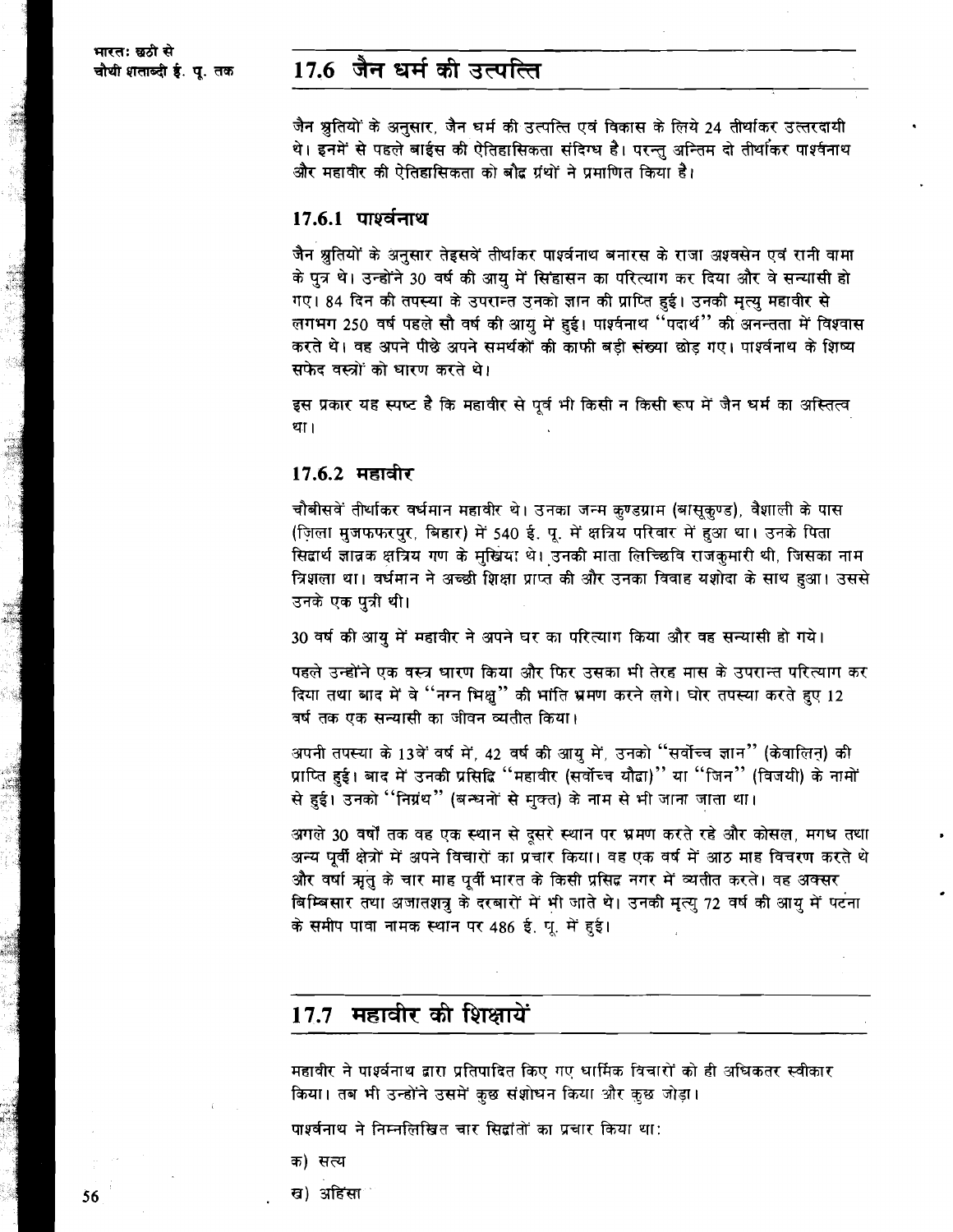## 17.6 जैन धर्म की उत्पत्ति

जैन श्रुतियों के अनुसार, जैन धर्म की उत्पत्ति एवं विकास के लिये 24 तीर्थांकर उत्तरदायी थे। इनमें से पहले बाईस की ऐतिहासिकता संदिग्ध है। परन्तु अन्तिम दो तीर्थांकर पार्श्वनाथ और महावीर की ऐतिहासिकता को बौद्ध ग्रंथों ने प्रमाणित किया है।

### 17.6.1 पार्श्वनाथ

जैन श्रुतियों के अनुसार तेइसवें तीर्थांकर पार्श्वनाथ बनारस के राजा अश्वसेन एवं रानी वामा के पुत्र थे। उन्होंने 30 वर्ष की आयु में सिंहासन का परित्याग कर दिया और वे सन्यासी हो गए। 84 दिन की तपस्या के उपरान्त उनको ज्ञान की प्राप्ति हुई। उनकी मृत्यु महावीर से लगभग 250 वर्ष पहले सौ वर्ष की आयु में हुई। पार्श्वनाथ "पदार्थ" की अनन्तता में विश्वास करते थे। वह अपने पीछे अपने समर्थकों की काफी बड़ी संख्या छोड़ गए। पार्श्वनाथ के शिष्य सफेद वस्त्रों को धारण करते थे।

इस प्रकार यह स्पष्ट है कि महावीर से पूर्व भी किसी न किसी रूप में जैन धर्म का अस्तित्व था।

### 17.6.2 महावीर

चौबीसवें तीर्थांकर वर्धमान महावीर थे। उनका जन्म कुण्डग्राम (बासुकुण्ड), वैशाली के पास (ज़िला मुजफ्फरपुर, बिहार) में 540 ई. पू. में क्षत्रिय परिवार में हुआ था। उनके पिता सिद्धार्थ ज्ञात्रक क्षत्रिय गण के मुखिया थे। उनकी माता लिच्छिवि राजकुमारी थी, जिसका नाम त्रिशला था। वर्धमान ने अच्छी शिक्षा प्राप्त की और उनका विवाह यशोदा के साथ हुआ। उससे उनके एक पुत्री थी।

30 वर्ष की आयु में महावीर ने अपने घर का परित्याग किया और वह सन्यासी हो गये।

पहले उन्होंने एक वस्त्र धारण किया और फिर उसका भी तेरह मास के उपरान्त परित्याग कर दिया तथा बाद में वे "नग्न भिक्षु" की भांति भ्रमण करने लगे। घोर तपस्या करते हुए 12 वर्ष तक एक सन्यासी का जीवन व्यतीत किया।

अपनी तपस्या के 13वें वर्ष में, 42 वर्ष की आयु में, उनको "सर्वोच्च ज्ञान" (केवालिन्) की प्राप्ति हुई। बाद में उनकी प्रसिद्धि "महावीर (सर्वोच्च यौद्धा)" या "जिन" (विजयी) के नामों से हुई। उनको "निग्रंथ" (बन्धनों से मुक्त) के नाम से भी जाना जाता था।

अगले 30 वर्षों तक वह एक स्थान से दूसरे स्थान पर भ्रमण करते रहे और कोसल, मगध तथा अन्य पूर्वी क्षेत्रों में अपने विचारों का प्रचार किया। वह एक वर्ष में आठ माह विचरण करते थे और वर्षा ऋतु के चार माह पूर्वी भारत के किसी प्रसिद्ध नगर में व्यतीत करते। वह अक्सर बिम्बिसार तथा अजातशत्रु के दरबारों में भी जाते थे। उनकी मृत्यु 72 वर्ष की आयु में पटना के समीप पावा नामक स्थान पर 486 ई. पू. में हुई।

## 17.7 महावीर की शिक्षायें

महावीर ने पार्श्वनाथ द्वारा प्रतिपादित किए गए धार्मिक विचारों को ही अधिकतर स्वीकार किया। तब भी उन्होंने उसमें कुछ संशोधन किया और कुछ जोड़ा।

पार्श्वनाथ ने निम्नलिखित चार सिद्धांतों का प्रचार किया था:

क) सत्य

ख) अहिंसा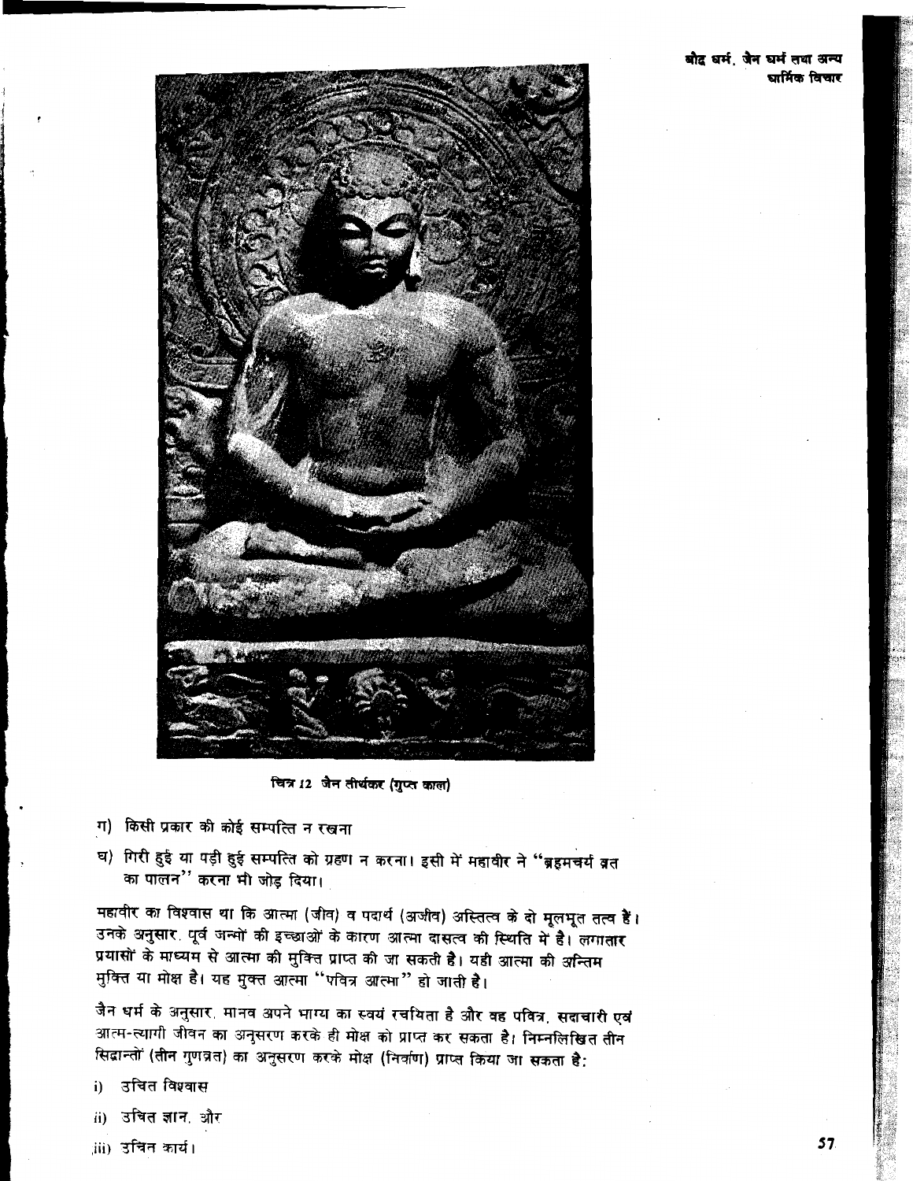चित्र 12 जैन तीर्थंकर (गुप्त काल)

ग) किसी प्रकार की कोई सम्पत्ति न रखना

घ) गिरी हुई या पड़ी हुई सम्पत्ति को ग्रहण न करना। इसी में महावीर ने "ब्रह्मचर्य व्रत का पालन" करना भी जोड़ दिया।

महावीर का विश्वास था कि आत्मा (जीव) व पदार्थ (अजीव) अस्तित्व के दो मूलभूत तत्व हैं। उनके अनुसार, पूर्व जन्मों की इच्छाओं के कारण आत्मा दासत्व की स्थिति में है। लगातार प्रयासों के माध्यम से आत्मा की मुक्ति प्राप्त की जा सकती है। यही आत्मा की अन्तिम मुक्ति या मोक्ष है। यह मुक्त आत्मा "पवित्र आत्मा" हो जाती है।

जैन धर्म के अनुसार, मानव अपने भाग्य का स्वयं रचयिता है और वह पवित्र, सदाचारी एवं आत्म-त्यागी जीवन का अनुसरण करके ही मोक्ष को प्राप्त कर सकता है। निम्नलिखित तीन सिद्धान्तों (तीन गुणव्रत) का अनुसरण करके मोक्ष (निर्वाण) प्राप्त किया जा सकता है:

i) उचित विश्वास

ii) उचित ज्ञान, और

iii) उचित कार्य।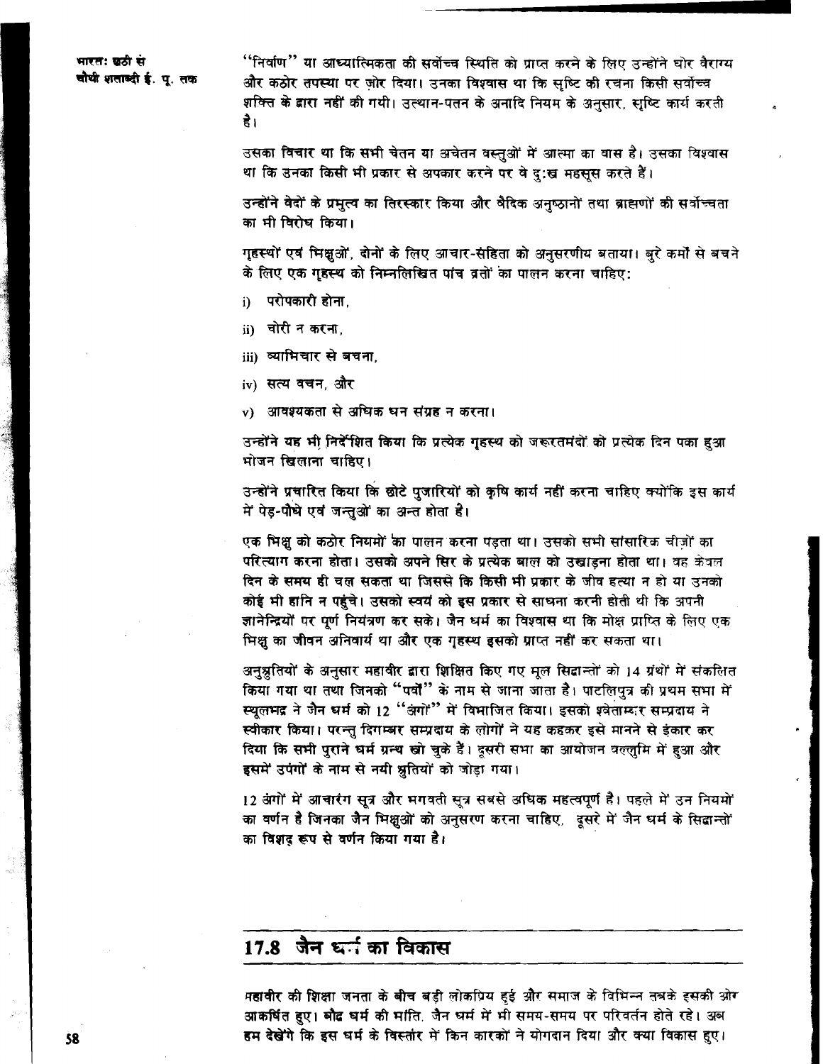"निर्वाण" या आध्यात्मिकता की सर्वोच्च स्थिति को प्राप्त करने के लिए उन्होंने घोर वैराग्य और कठोर तपस्या पर ज़ोर दिया। उनका विश्वास था कि सृष्टि की रचना किसी सर्वोच्च शक्ति के द्वारा नहीं की गयी। उत्थान-पतन के अनादि नियम के अनुसार, सृष्टि कार्य करती है।

उसका विचार था कि सभी चेतन या अचेतन वस्तुओं में आत्मा का वास है। उसका विश्वास था कि उनका किसी भी प्रकार से अपकार करने पर वे दु:ख महसूस करते हैं।

उन्होंने वेदों के प्रभुत्व का तिरस्कार किया और वैदिक अनुष्ठानों तथा ब्राह्मणों की सर्वोच्चता का भी विरोध किया।

गृहस्थों एवं भिक्षुओं, दोनों के लिए आचार-संहिता को अनुसरणीय बताया। बुरे कर्मों से बचने के लिए एक गृहस्थ को निम्नलिखित पांच व्रतों का पालन करना चाहिए:

i) परोपकारी होना,

ii) चोरी न करना,

iii) व्यामिचार से बचना,

iv) सत्य वचन, और

v) आवश्यकता से अधिक धन संग्रह न करना।

उन्होंने यह भी निर्देशित किया कि प्रत्येक गृहस्थ को जरूरतमंदों को प्रत्येक दिन पका हुआ भोजन खिलाना चाहिए।

उन्होंने प्रचारित किया कि छोटे पुजारियों को कृषि कार्य नहीं करना चाहिए क्योंकि इस कार्य में पेड़-पौधे एवं जन्तुओं का अन्त होता है।

एक भिक्षु को कठोर नियमों का पालन करना पड़ता था। उसको सभी सांसारिक चीज़ों का परित्याग करना होता। उसको अपने सिर के प्रत्येक बाल को उखाड़ना होता था। वह केवल दिन के समय ही चल सकता था जिससे कि किसी भी प्रकार के जीव हत्या न हो या उनको कोई भी हानि न पहुंचे। उसको स्वयं को इस प्रकार से साधना करनी होती थी कि अपनी ज्ञानेन्द्रियों पर पूर्ण नियंत्रण कर सके। जैन धर्म का विश्वास था कि मोक्ष प्राप्ति के लिए एक भिक्षु का जीवन अनिवार्य था और एक गृहस्थ इसको प्राप्त नहीं कर सकता था।

अनुश्रुतियों के अनुसार महावीर द्वारा शिक्षित किए गए मूल सिद्धान्तों को 14 ग्रंथों में संकलित किया गया था तथा जिनको "पर्वों" के नाम से जाना जाता है। पाटलिपुत्र की प्रथम सभा में स्थूलभद्र ने जैन धर्म को 12 "अंगों" में विभाजित किया। इसको श्वेताम्बर सम्प्रदाय ने स्वीकार किया। परन्तु दिगम्बर सम्प्रदाय के लोगों ने यह कहकर इसे मानने से इंकार कर दिया कि सभी पुराने धर्म ग्रन्थ खो चुके हैं। दूसरी सभा का आयोजन वल्लभि में हुआ और इसमें उपंगों के नाम से नयी श्रुतियों को जोड़ा गया।

12 अंगों में आचारंग सूत्र और भगवती सूत्र सबसे अधिक महत्वपूर्ण है। पहले में उन नियमों का वर्णन है जिनका जैन भिक्षुओं को अनुसरण करना चाहिए, दूसरे में जैन धर्म के सिद्धान्तों का विशद रूप से वर्णन किया गया है।

## 17.8 जैन धर्म का विकास

महावीर की शिक्षा जनता के बीच बड़ी लोकप्रिय हुई और समाज के विभिन्न तबके इसकी ओर आकर्षित हुए। बौद्ध धर्म की भांति, जैन धर्म में भी समय-समय पर परिवर्तन होते रहे। अब हम देखेंगे कि इस धर्म के विस्तार में किन कारकों ने योगदान दिया और क्या विकास हुए।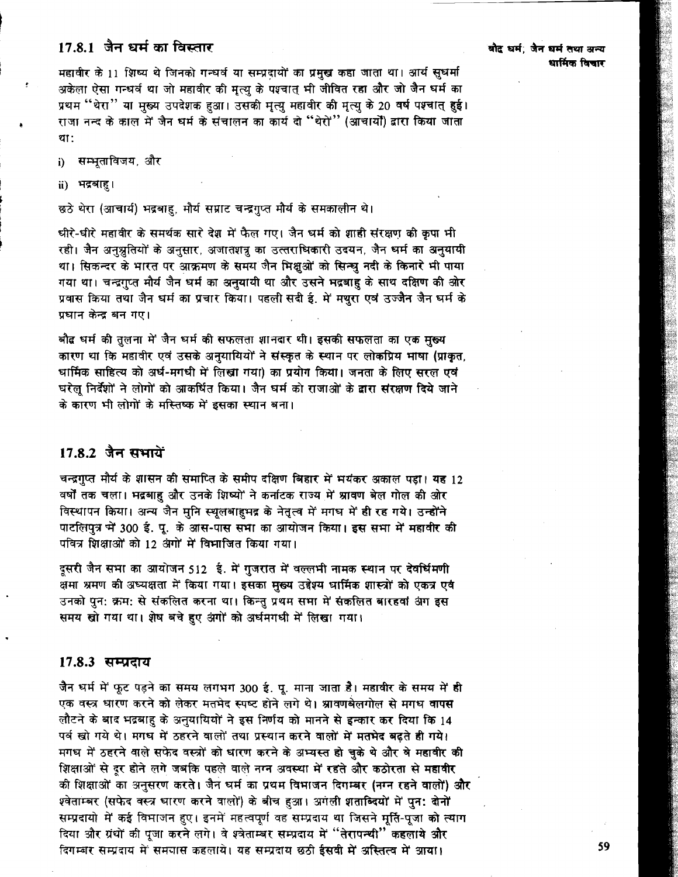### 17.8.1 जैन धर्म का विस्तार

महावीर के 11 शिष्य थे जिनको गन्धर्व या सम्प्रदायों का प्रमुख कहा जाता था। आर्य सुधर्मा अकेला ऐसा गन्धर्व था जो महावीर की मृत्यु के पश्चात् भी जीवित रहा और जो जैन धर्म का प्रथम "थेरा" या मुख्य उपदेशक हुआ। उसकी मृत्यु महावीर की मृत्यु के 20 वर्ष पश्चात् हुई। राजा नन्द के काल में जैन धर्म के संचालन का कार्य दो "थेरों" (आचार्यों) द्वारा किया जाता था:

i) सम्भूताविजय, और

ii) भद्रबाहु।

छठे थेरा (आचार्य) भद्रबाहु, मौर्य सम्राट चन्द्रगुप्त मौर्य के समकालीन थे।

धीरे-धीरे महावीर के समर्थक सारे देश में फैल गए। जैन धर्म को शाही संरक्षण की कृपा भी रही। जैन अनुश्रुतियों के अनुसार, अजातशत्रु का उत्तराधिकारी उदयन, जैन धर्म का अनुयायी था। सिकन्दर के भारत पर आक्रमण के समय जैन भिक्षुओं को सिन्धु नदी के किनारे भी पाया गया था। चन्द्रगुप्त मौर्य जैन धर्म का अनुयायी था और उसने भद्रबाहु के साथ दक्षिण की ओर प्रवास किया तथा जैन धर्म का प्रचार किया। पहली सदी ई. में मथुरा एवं उज्जैन जैन धर्म के प्रधान केन्द्र बन गए।

बौद्ध धर्म की तुलना में जैन धर्म की सफलता शानदार थी। इसकी सफलता का एक मुख्य कारण था कि महावीर एवं उसके अनुयायियों ने संस्कृत के स्थान पर लोकप्रिय भाषा (प्राकृत, धार्मिक साहित्य को अर्ध-मगधी में लिखा गया) का प्रयोग किया। जनता के लिए सरल एवं घरेलू निर्देशों ने लोगों को आकर्षित किया। जैन धर्म को राजाओं के द्वारा संरक्षण दिये जाने के कारण भी लोगों के मस्तिष्क में इसका स्थान बना।

### 17.8.2 जैन सभायें

चन्द्रगुप्त मौर्य के शासन की समाप्ति के समीप दक्षिण बिहार में भयंकर अकाल पड़ा। यह 12 वर्षों तक चला। भद्रबाहु और उनके शिष्यों ने कर्नाटक राज्य में श्रावण बेल गोल की ओर विस्थापन किया। अन्य जैन मुनि स्थूलबाहुभद्र के नेतृत्व में मगध में ही रह गये। उन्होंने पाटलिपुत्र में 300 ई. पू. के आस-पास सभा का आयोजन किया। इस सभा में महावीर की पवित्र शिक्षाओं को 12 अंगों में विभाजित किया गया।

दूसरी जैन सभा का आयोजन 512 ई. में गुजरात में वल्लभी नामक स्थान पर देवर्धिमणी क्षमा श्रमण की अध्यक्षता में किया गया। इसका मुख्य उद्देश्य धार्मिक शास्त्रों को एकत्र एवं उनको पुन: क्रम: से संकलित करना था। किन्तु प्रथम सभा में संकलित बारहवां अंग इस समय खो गया था। शेष बचे हुए अंगों को अर्धमगधी में लिखा गया।

### 17.8.3 सम्प्रदाय

जैन धर्म में फूट पड़ने का समय लगभग 300 ई. पू. माना जाता है। महावीर के समय में ही एक वस्त्र धारण करने को लेकर मतभेद स्पष्ट होने लगे थे। श्रावणबेलगोल से मगध वापस लौटने के बाद भद्रबाहु के अनुयायियों ने इस निर्णय को मानने से इन्कार कर दिया कि 14 पर्व खो गये थे। मगध में ठहरने वालों तथा प्रस्थान करने वालों में मतभेद बढ़ते ही गये। मगध में ठहरने वाले सफेद वस्त्रों को धारण करने के अभ्यस्त हो चुके थे और वे महावीर की शिक्षाओं से दूर होने लगे जबकि पहले वाले नग्न अवस्था में रहते और कठोरता से महावीर की शिक्षाओं का अनुसरण करते। जैन धर्म का प्रथम विभाजन दिगम्बर (नग्न रहने वालों) और श्वेताम्बर (सफेद वस्त्र धारण करने वालों) के बीच हुआ। अगली शताब्दियों में पुन: दोनों सम्प्रदायो में कई विभाजन हुए। इनमें महत्वपूर्ण वह सम्प्रदाय था जिसने मूर्ति-पूजा को त्याग दिया और ग्रंथों की पूजा करने लगे। वे श्वेताम्बर सम्प्रदाय में "तेरापन्थी" कहलाये और दिगम्बर सम्प्रदाय में समपास कहलाये। यह सम्प्रदाय छठी ईसवी में अस्तित्व में आया।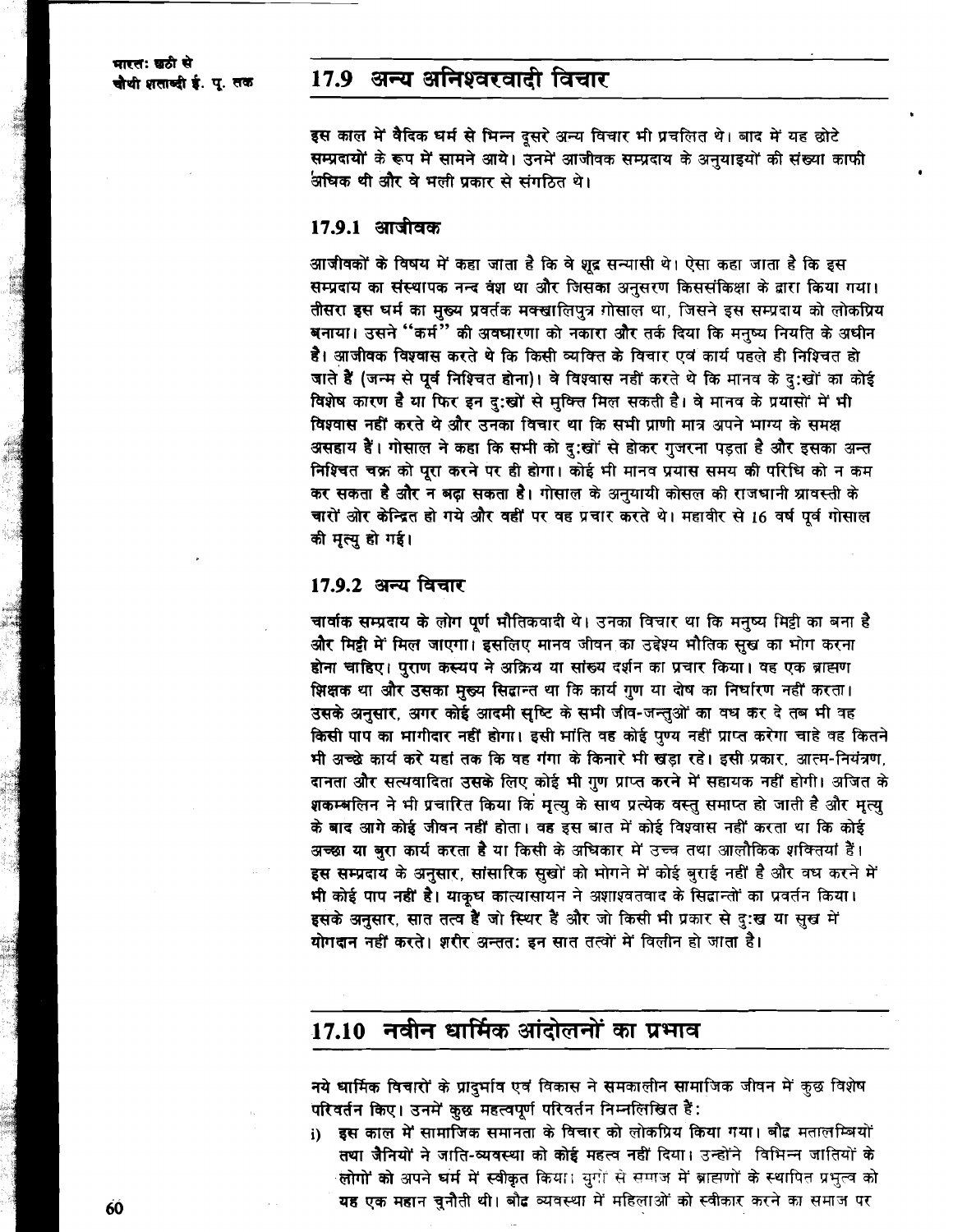## 17.9 अन्य अनिश्वरवादी विचार

इस काल में वैदिक धर्म से भिन्न दूसरे अन्य विचार भी प्रचलित थे। बाद में यह छोटे सम्प्रदायों के रूप में सामने आये। उनमें आजीवक सम्प्रदाय के अनुयाइयों की संख्या काफी अधिक थी और वे भली प्रकार से संगठित थे।

### 17.9.1 आजीवक

आजीवकों के विषय में कहा जाता है कि वे शूद्र सन्यासी थे। ऐसा कहा जाता है कि इस सम्प्रदाय का संस्थापक नन्द वंश था और जिसका अनुसरण किससंकिक्षा के द्वारा किया गया। तीसरा इस धर्म का मुख्य प्रवर्तक मक्खालिपुत्र गोसाल था, जिसने इस सम्प्रदाय को लोकप्रिय बनाया। उसने "कर्म" की अवधारणा को नकारा और तर्क दिया कि मनुष्य नियति के अधीन है। आजीवक विश्वास करते थे कि किसी व्यक्ति के विचार एवं कार्य पहले ही निश्चित हो जाते हैं (जन्म से पूर्व निश्चित होना)। वे विश्वास नहीं करते थे कि मानव के दु:खों का कोई विशेष कारण है या फिर इन दु:खों से मुक्ति मिल सकती है। वे मानव के प्रयासों में भी विश्वास नहीं करते थे और उनका विचार था कि सभी प्राणी मात्र अपने भाग्य के समक्ष असहाय हैं। गोसाल ने कहा कि सभी को दु:खों से होकर गुजरना पड़ता है और इसका अन्त निश्चित चक्र को पूरा करने पर ही होगा। कोई भी मानव प्रयास समय की परिधि को न कम कर सकता है और न बढ़ा सकता है। गोसाल के अनुयायी कोसल की राजधानी श्रावस्ती के चारों ओर केन्द्रित हो गये और वहीं पर वह प्रचार करते थे। महावीर से 16 वर्ष पूर्व गोसाल की मृत्यु हो गई।

### 17.9.2 अन्य विचार

चार्वाक सम्प्रदाय के लोग पूर्ण भौतिकवादी थे। उनका विचार था कि मनुष्य मिट्टी का बना है और मिट्टी में मिल जाएगा। इसलिए मानव जीवन का उद्देश्य भौतिक सुख का भोग करना होना चाहिए। पुराण कस्यप ने अक्रिय या सांख्य दर्शन का प्रचार किया। वह एक ब्राह्मण शिक्षक था और उसका मुख्य सिद्धान्त था कि कार्य गुण या दोष का निर्धारण नहीं करता। उसके अनुसार, अगर कोई आदमी सृष्टि के सभी जीव-जन्तुओं का वध कर दे तब भी वह किसी पाप का भागीदार नहीं होगा। इसी भांति वह कोई पुण्य नहीं प्राप्त करेगा चाहे वह कितने भी अच्छे कार्य करे यहां तक कि वह गंगा के किनारे भी खड़ा रहे। इसी प्रकार, आत्म-नियंत्रण, दानता और सत्यवादिता उसके लिए कोई भी गुण प्राप्त करने में सहायक नहीं होगी। अजित के शकम्बलिन ने भी प्रचारित किया कि मृत्यु के साथ प्रत्येक वस्तु समाप्त हो जाती है और मृत्यु के बाद आगे कोई जीवन नहीं होता। वह इस बात में कोई विश्वास नहीं करता था कि कोई अच्छा या बुरा कार्य करता है या किसी के अधिकार में उच्च तथा आलौकिक शक्तियां हैं। इस सम्प्रदाय के अनुसार, सांसारिक सुखों को भोगने में कोई बुराई नहीं है और वध करने में भी कोई पाप नहीं है। याकूध कात्यासायन ने अशाश्वतवाद के सिद्धान्तों का प्रवर्तन किया। इसके अनुसार, सात तत्व हैं जो स्थिर हैं और जो किसी भी प्रकार से दु:ख या सुख में योगदान नहीं करते। शरीर अन्तत: इन सात तत्वों में विलीन हो जाता है।

## 17.10 नवीन धार्मिक आंदोलनों का प्रभाव

नये धार्मिक विचारों के प्रादुर्भाव एवं विकास ने समकालीन सामाजिक जीवन में कुछ विशेष परिवर्तन किए। उनमें कुछ महत्वपूर्ण परिवर्तन निम्नलिखित हैं:

i) इस काल में सामाजिक समानता के विचार को लोकप्रिय किया गया। बौद्ध मतालम्बियों तथा जैनियों ने जाति-व्यवस्था को कोई महत्व नहीं दिया। उन्होंने विभिन्न जातियों के लोगों को अपने धर्म में स्वीकृत किया। युगों से समाज में ब्राह्मणों के स्थापित प्रभुत्व को यह एक महान चुनौती थी। बौद्ध व्यवस्था में महिलाओं को स्वीकार करने का समाज पर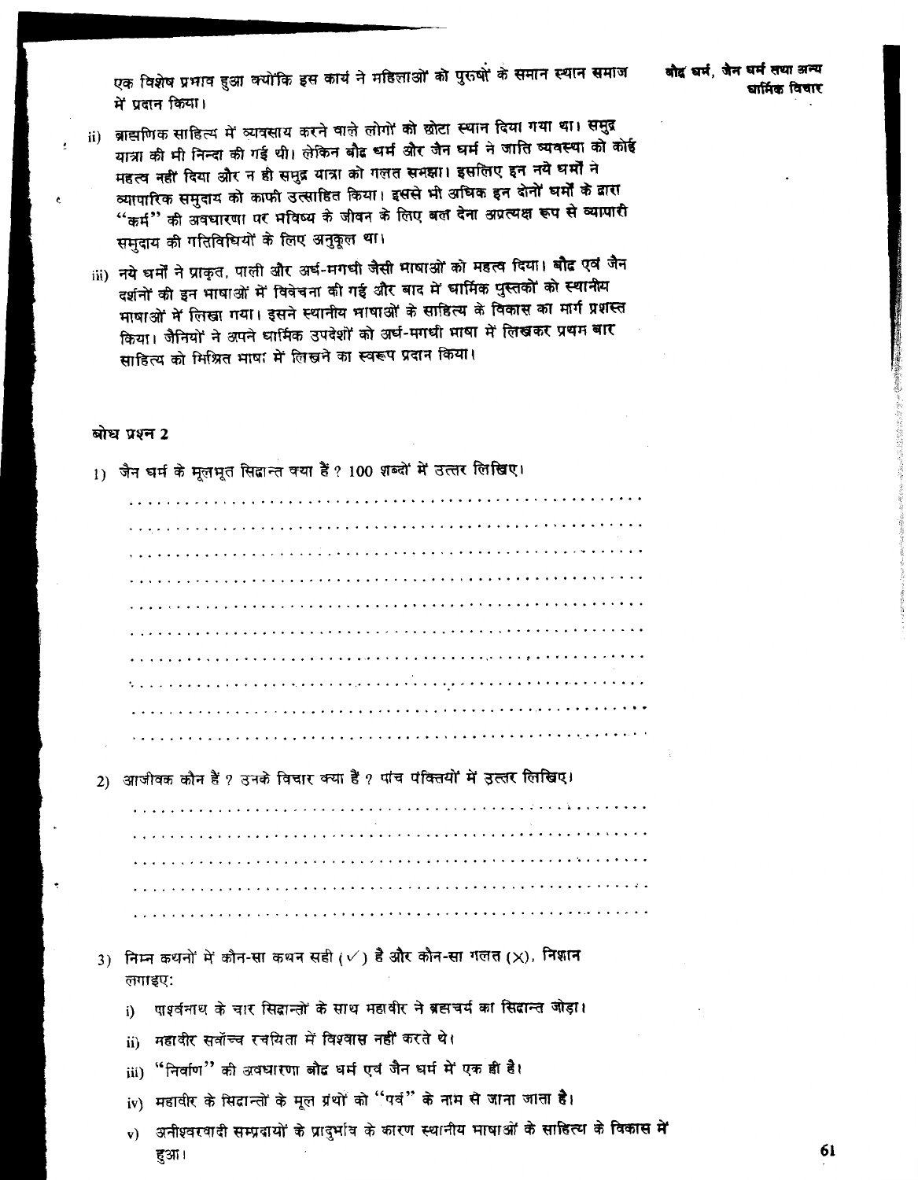एक विशेष प्रभाव हुआ क्योंकि इस कार्य ने महिलाओं को पुरुषों के समान स्थान समाज में प्रदान किया।

ii) ब्राह्मणिक साहित्य में व्यवसाय करने वाले लोगों को छोटा स्थान दिया गया था। समुद्र यात्रा की भी निन्दा की गई थी। लेकिन बौद्ध धर्म और जैन धर्म ने जाति व्यवस्था को कोई महत्व नहीं दिया और न ही समुद्र यात्रा को गलत समझा। इसलिए इन नये धर्मों ने व्यापारिक समुदाय को काफी उत्साहित किया। इससे भी अधिक इन दोनों धर्मों के द्वारा "कर्म" की अवधारणा पर भविष्य के जीवन के लिए बल देना अप्रत्यक्ष रूप से व्यापारी समुदाय की गतिविधियों के लिए अनुकूल था।

iii) नये धर्मों ने प्राकृत, पाली और अर्ध-मगधी जैसी भाषाओं को महत्व दिया। बौद्ध एवं जैन दर्शनों की इन भाषाओं में विवेचना की गई और बाद में धार्मिक पुस्तकों को स्थानीय भाषाओं में लिखा गया। इसने स्थानीय भाषाओं के साहित्य के विकास का मार्ग प्रशस्त किया। जैनियों ने अपने धार्मिक उपदेशों को अर्ध-मगधी भाषा में लिखकर प्रथम बार साहित्य को मिश्रित भाषा में लिखने का स्वरूप प्रदान किया।

### बोध प्रश्न 2

1) जैन धर्म के मूलभूत सिद्धान्त क्या हैं ? 100 शब्दों में उत्तर लिखिए।

.......................................................

.......................................................

.......................................................

.......................................................

.......................................................

.......................................................

.......................................................

.......................................................

.......................................................

.......................................................

2) आजीवक कौन हैं ? उनके विचार क्या हैं ? पांच पंक्तियों में उत्तर लिखिए।

.......................................................

.......................................................

.......................................................

.......................................................

.......................................................

3) निम्न कथनों में कौन-सा कथन सही (✓) है और कौन-सा गलत (×), निशान लगाइए:

   i) पार्श्वनाथ के चार सिद्धान्तों के साथ महावीर ने ब्रह्मचर्य का सिद्धान्त जोड़ा।

   ii) महावीर सर्वोच्च रचयिता में विश्वास नहीं करते थे।

   iii) "निर्वाण" की अवधारणा बौद्ध धर्म एवं जैन धर्म में एक ही है।

   iv) महावीर के सिद्धान्तों के मूल ग्रंथों को "पर्व" के नाम से जाना जाता है।

   v) अनीश्वरवादी सम्प्रदायों के प्रादुर्भाव के कारण स्थानीय भाषाओं के साहित्य के विकास में हुआ।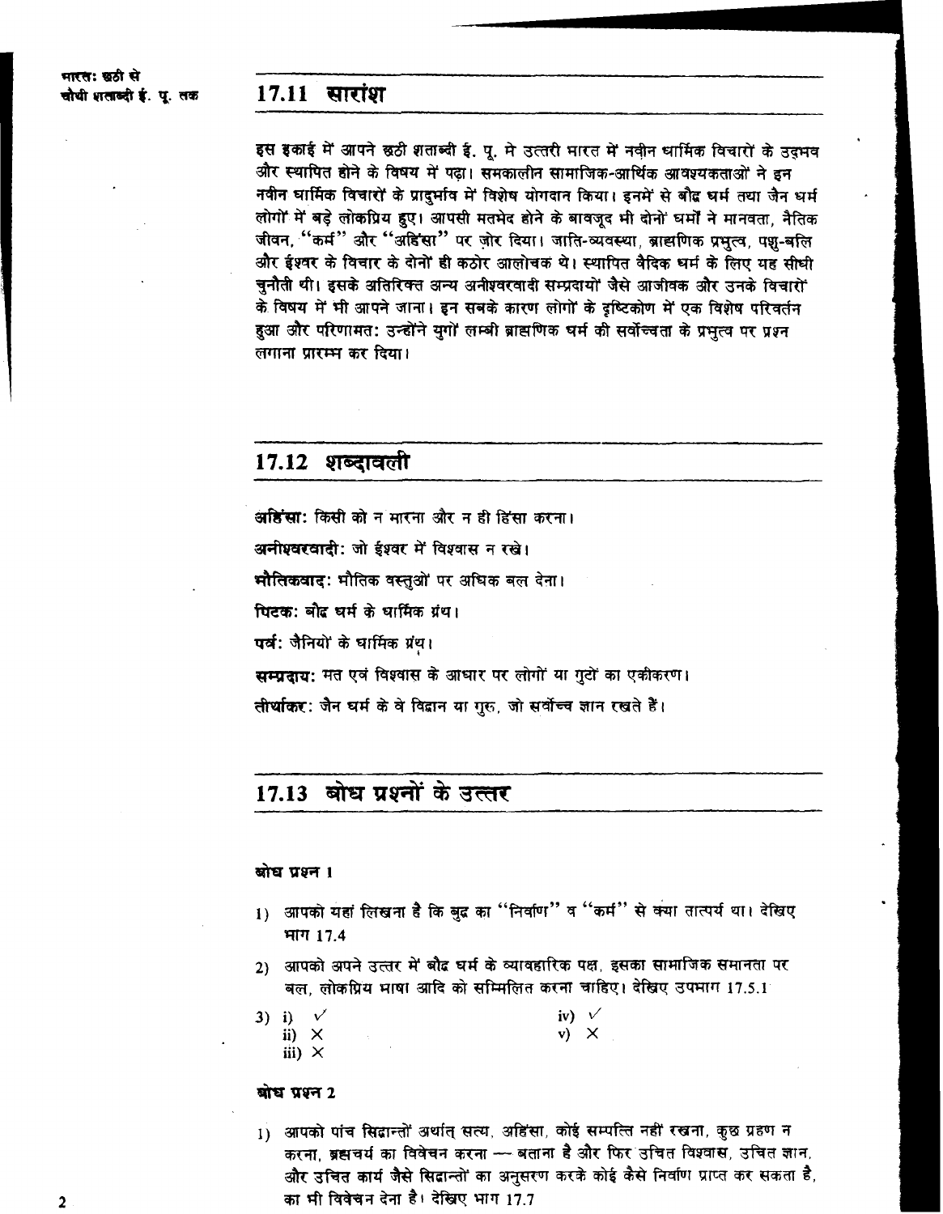## 17.11 सारांश

इस इकाई में आपने छठी शताब्दी ई. पू. मे उत्तरी भारत में नवीन धार्मिक विचारों के उद्‌भव और स्थापित होने के विषय में पढ़ा। समकालीन सामाजिक-आर्थिक आवश्यकताओं ने इन नवीन धार्मिक विचारों के प्रादुर्भाव में विशेष योगदान किया। इनमें से बौद्ध धर्म तथा जैन धर्म लोगों में बड़े लोकप्रिय हुए। आपसी मतभेद होने के बावजूद भी दोनों धर्मों ने मानवता, नैतिक जीवन, "कर्म" और "अहिंसा" पर ज़ोर दिया। जाति-व्यवस्था, ब्राह्मणिक प्रभुत्व, पशु-बलि और ईश्वर के विचार के दोनों ही कठोर आलोचक थे। स्थापित वैदिक धर्म के लिए यह सीधी चुनौती थी। इसके अतिरिक्त अन्य अनीश्वरवादी सम्प्रदायों जैसे आजीवक और उनके विचारों के विषय में भी आपने जाना। इन सबके कारण लोगों के दृष्टिकोण में एक विशेष परिवर्तन हुआ और परिणामत: उन्होंने युगों लम्बी ब्राह्मणिक धर्म की सर्वोच्चता के प्रभुत्व पर प्रश्न लगाना प्रारम्भ कर दिया।

## 17.12 शब्दावली

**अहिंसा:** किसी को न मारना और न ही हिंसा करना।

**अनीश्वरवादी:** जो ईश्वर में विश्वास न रखे।

**भौतिकवाद:** भौतिक वस्तुओं पर अधिक बल देना।

**पिटक:** बौद्ध धर्म के धार्मिक ग्रंथ।

**पर्व:** जैनियों के धार्मिक ग्रंथ।

**सम्प्रदाय:** मत एवं विश्वास के आधार पर लोगों या गुटों का एकीकरण।

**तीर्थांकर:** जैन धर्म के वे विद्वान या गुरु, जो सर्वोच्च ज्ञान रखते हैं।

## 17.13 बोध प्रश्नों के उत्तर

**बोध प्रश्न 1**

1) आपको यहां लिखना है कि बुद्ध का "निर्वाण" व "कर्म" से क्या तात्पर्य था। देखिए भाग 17.4

2) आपको अपने उत्तर में बौद्ध धर्म के व्यावहारिक पक्ष, इसका सामाजिक समानता पर बल, लोकप्रिय भाषा आदि को सम्मिलित करना चाहिए। देखिए उपभाग 17.5.1

3) i) ✓
   ii) ×
   iii) ×
   iv) ✓
   v) ×

**बोध प्रश्न 2**

1) आपको पांच सिद्वान्तों अर्थात् सत्य, अहिंसा, कोई सम्पत्ति नहीं रखना, कुछ ग्रहण न करना, ब्रह्मचर्य का विवेचन करना — बताना है और फिर उचित विश्वास, उचित ज्ञान, और उचित कार्य जैसे सिद्वान्तों का अनुसरण करके कोई कैसे निर्वाण प्राप्त कर सकता है, का भी विवेचन देना है। देखिए भाग 17.7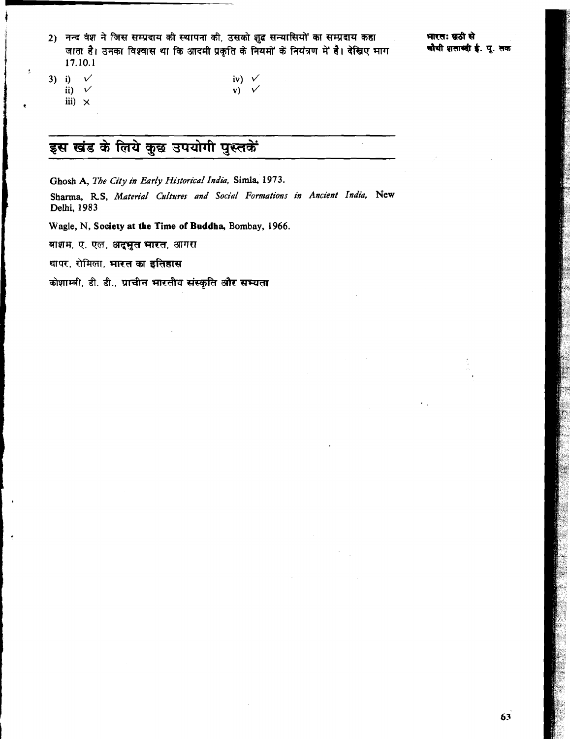2) नन्द वंश ने जिस सम्प्रदाय की स्थापना की, उसको शुद्र सन्यासियों का सम्प्रदाय कहा जाता है। उनका विश्वास था कि आदमी प्रकृति के नियमों के नियंत्रण में है। देखिए भाग 17.10.1

3) i) ✓
   ii) ✓
   iii) ×
   iv) ✓
   v) ✓

## इस खंड के लिये कुछ उपयोगी पुस्तकें

Ghosh A, *The City in Early Historical India,* Simla, 1973.

Sharma, R.S, *Material Cultures and Social Formations in Ancient India,* New Delhi, 1983

Wagle, N, **Society at the Time of Buddha,** Bombay, 1966.

बाशम, ए. एल, **अद्भुत भारत**, आगरा

थापर, रोमिला, **भारत का इतिहास**

कोशाम्बी, डी. डी., **प्राचीन भारतीय संस्कृति और सभ्यता**